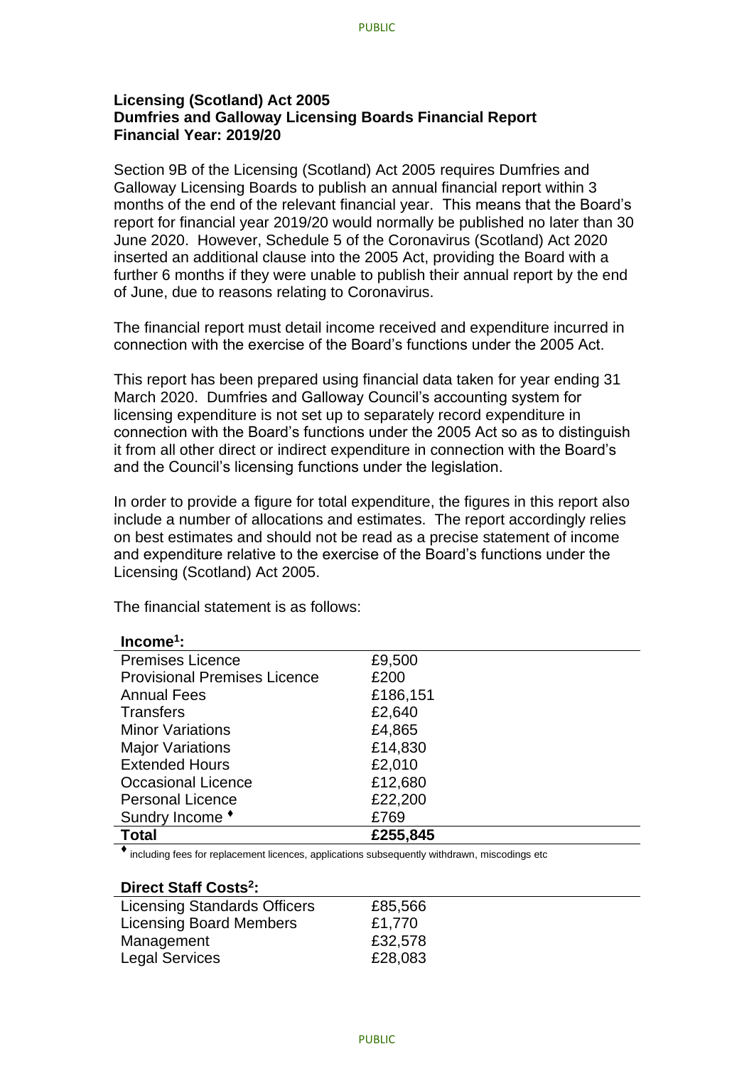**Licensing (Scotland) Act 2005**
**Dumfries and Galloway Licensing Boards Financial Report**
**Financial Year: 2019/20**

Section 9B of the Licensing (Scotland) Act 2005 requires Dumfries and Galloway Licensing Boards to publish an annual financial report within 3 months of the end of the relevant financial year. This means that the Board's report for financial year 2019/20 would normally be published no later than 30 June 2020. However, Schedule 5 of the Coronavirus (Scotland) Act 2020 inserted an additional clause into the 2005 Act, providing the Board with a further 6 months if they were unable to publish their annual report by the end of June, due to reasons relating to Coronavirus.

The financial report must detail income received and expenditure incurred in connection with the exercise of the Board's functions under the 2005 Act.

This report has been prepared using financial data taken for year ending 31 March 2020. Dumfries and Galloway Council's accounting system for licensing expenditure is not set up to separately record expenditure in connection with the Board's functions under the 2005 Act so as to distinguish it from all other direct or indirect expenditure in connection with the Board's and the Council's licensing functions under the legislation.

In order to provide a figure for total expenditure, the figures in this report also include a number of allocations and estimates. The report accordingly relies on best estimates and should not be read as a precise statement of income and expenditure relative to the exercise of the Board's functions under the Licensing (Scotland) Act 2005.

The financial statement is as follows:

| **Income[1]:** | |
|---|---|
| Premises Licence | £9,500 |
| Provisional Premises Licence | £200 |
| Annual Fees | £186,151 |
| Transfers | £2,640 |
| Minor Variations | £4,865 |
| Major Variations | £14,830 |
| Extended Hours | £2,010 |
| Occasional Licence | £12,680 |
| Personal Licence | £22,200 |
| Sundry Income ♦ | £769 |
| **Total** | **£255,845** |

♦ including fees for replacement licences, applications subsequently withdrawn, miscodings etc

| **Direct Staff Costs[2]:** | |
|---|---|
| Licensing Standards Officers | £85,566 |
| Licensing Board Members | £1,770 |
| Management | £32,578 |
| Legal Services | £28,083 |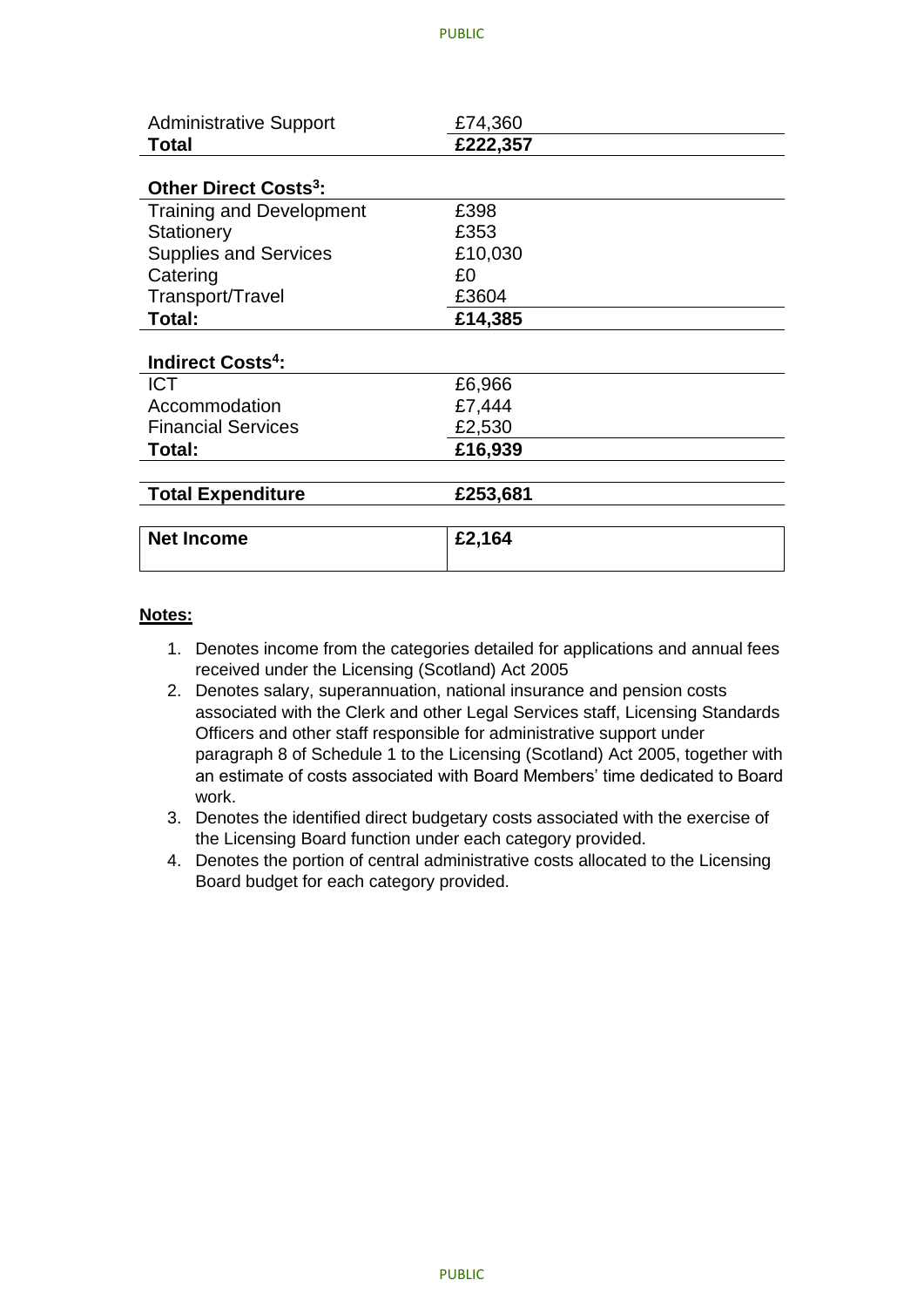| | |
|---|---|
| Administrative Support | £74,360 |
| **Total** | **£222,357** |
| | |
| **Other Direct Costs[3]:** | |
| Training and Development | £398 |
| Stationery | £353 |
| Supplies and Services | £10,030 |
| Catering | £0 |
| Transport/Travel | £3604 |
| **Total:** | **£14,385** |
| | |
| **Indirect Costs[4]:** | |
| ICT | £6,966 |
| Accommodation | £7,444 |
| Financial Services | £2,530 |
| **Total:** | **£16,939** |
| | |
| **Total Expenditure** | **£253,681** |
| | |
| **Net Income** | **£2,164** |

**Notes:**

1. Denotes income from the categories detailed for applications and annual fees received under the Licensing (Scotland) Act 2005
2. Denotes salary, superannuation, national insurance and pension costs associated with the Clerk and other Legal Services staff, Licensing Standards Officers and other staff responsible for administrative support under paragraph 8 of Schedule 1 to the Licensing (Scotland) Act 2005, together with an estimate of costs associated with Board Members' time dedicated to Board work.
3. Denotes the identified direct budgetary costs associated with the exercise of the Licensing Board function under each category provided.
4. Denotes the portion of central administrative costs allocated to the Licensing Board budget for each category provided.